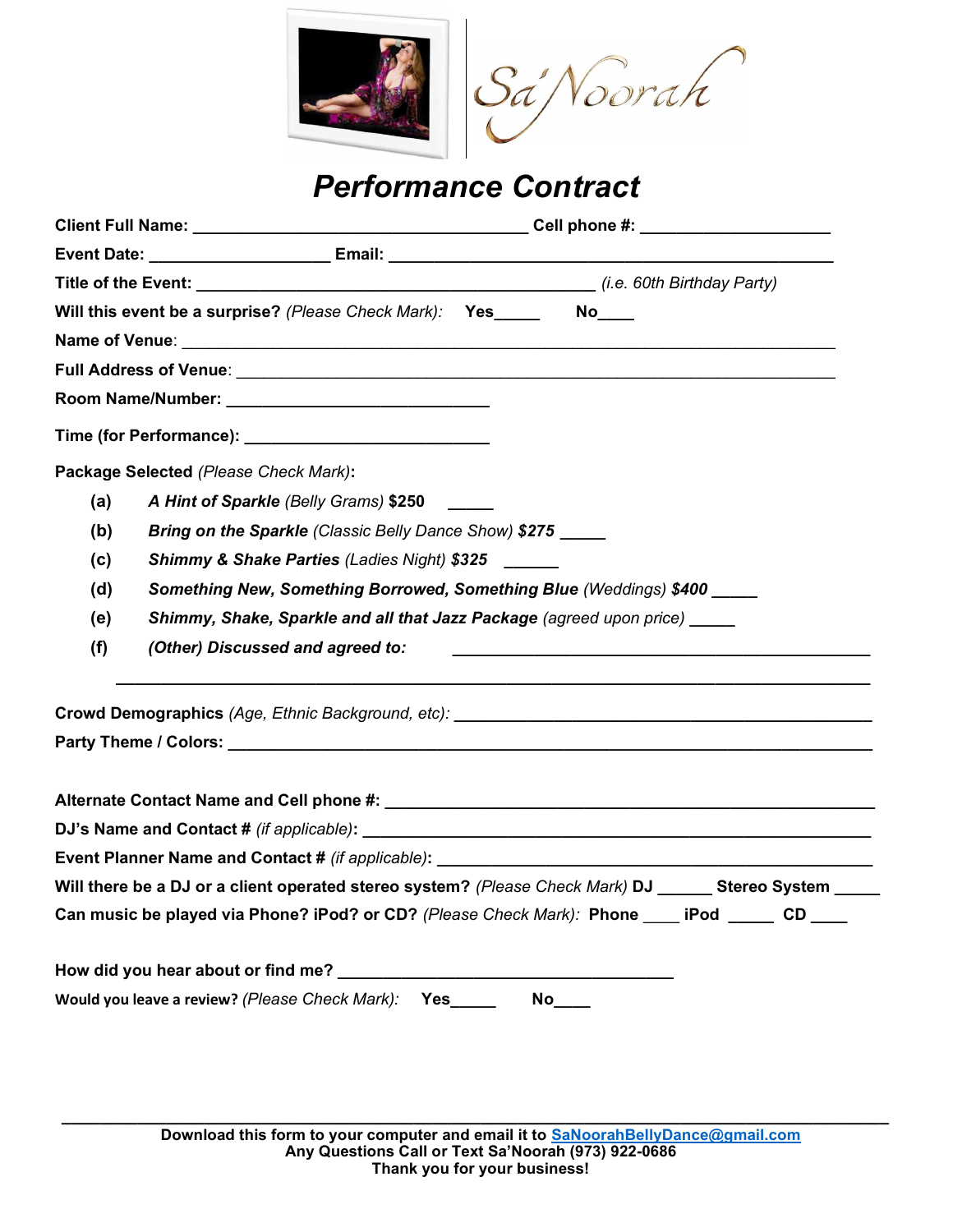Sa'Noorah

# *Performance Contract*

**Client Full Name:** ____________________________________ **Cell phone #:** ____________________

**Event Date:** ___________________ **Email:** _______________________________________________

**Title of the Event:** ___________________________________________ *(i.e. 60th Birthday Party)*

**Will this event be a surprise?** *(Please Check Mark):* **Yes**_____ **No**____

**Name of Venue**: ______________________________________________________________________

**Full Address of Venue**: _________________________________________________________________

**Room Name/Number:** ____________________________

**Time (for Performance):** __________________________

**Package Selected** *(Please Check Mark)***:**

- **(a)** ***A Hint of Sparkle*** *(Belly Grams)* **$250** _____
- **(b)** ***Bring on the Sparkle*** *(Classic Belly Dance Show)* ***$275*** _____
- **(c)** ***Shimmy & Shake Parties*** *(Ladies Night)* ***$325*** ______
- **(d)** ***Something New, Something Borrowed, Something Blue*** *(Weddings)* ***$400*** _____
- **(e)** ***Shimmy, Shake, Sparkle and all that Jazz Package*** *(agreed upon price)* _____
- **(f)** ***(Other) Discussed and agreed to:*** _____________________________________________

________________________________________________________________________________

**Crowd Demographics** *(Age, Ethnic Background, etc)*: _____________________________________________

**Party Theme / Colors:** ________________________________________________________________

**Alternate Contact Name and Cell phone #:** _____________________________________________________

**DJ's Name and Contact #** *(if applicable)***:** _______________________________________________________

**Event Planner Name and Contact #** *(if applicable)***:** ________________________________________________

**Will there be a DJ or a client operated stereo system?** *(Please Check Mark)* **DJ** ______ **Stereo System** _____

**Can music be played via Phone? iPod? or CD?** *(Please Check Mark):* **Phone** ____ **iPod** _____ **CD** ____

**How did you hear about or find me?** ____________________________________

**Would you leave a review?** *(Please Check Mark):* **Yes**_____ **No**____

---

**Download this form to your computer and email it to [SaNoorahBellyDance@gmail.com](mailto:SaNoorahBellyDance@gmail.com)**
**Any Questions Call or Text Sa'Noorah (973) 922-0686**
**Thank you for your business!**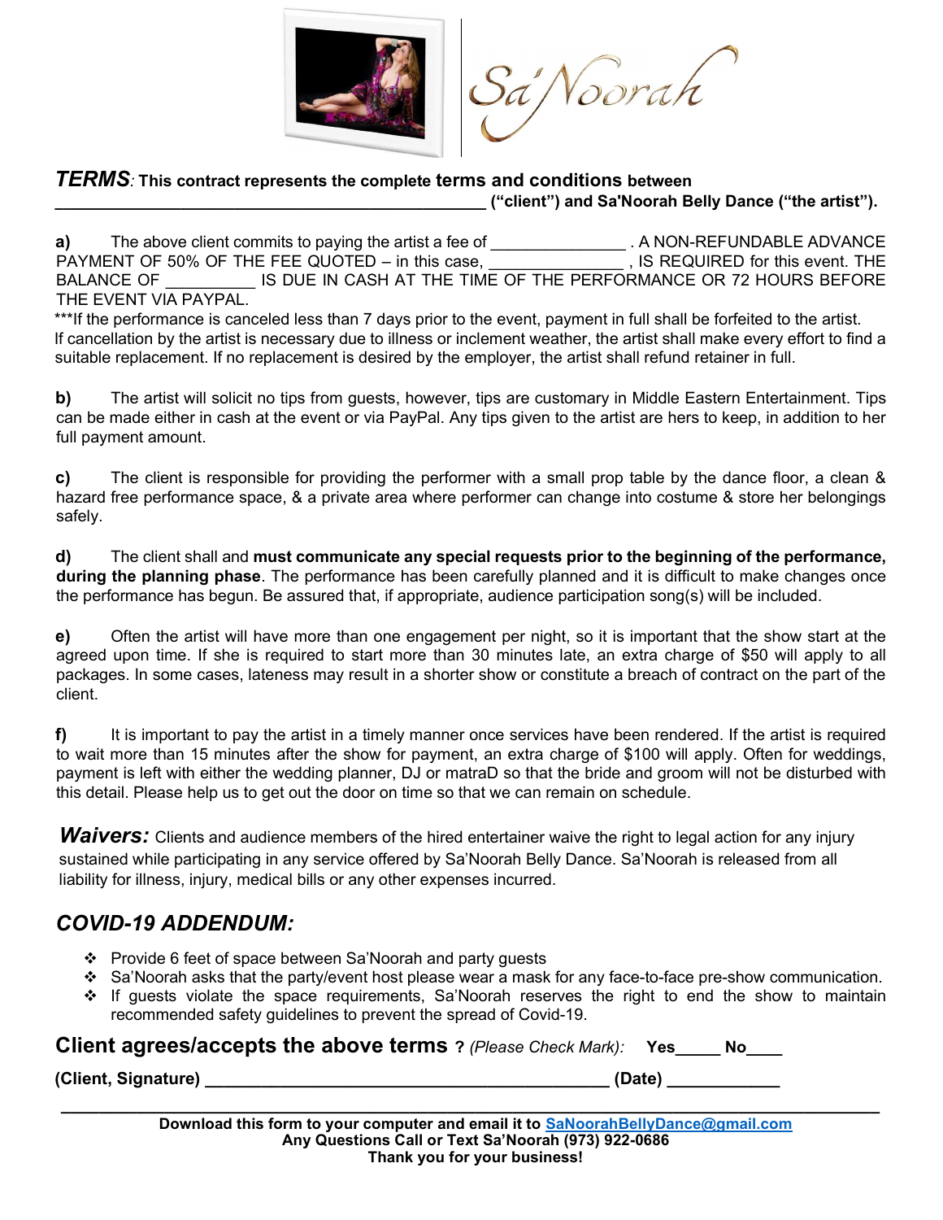Sa'Noorah

***TERMS**: This contract represents the complete terms and conditions between*
**_______________________________________________ ("client") and Sa'Noorah Belly Dance ("the artist").**

**a)** The above client commits to paying the artist a fee of ______________ . A NON-REFUNDABLE ADVANCE PAYMENT OF 50% OF THE FEE QUOTED – in this case, ______________ , IS REQUIRED for this event. THE BALANCE OF _________ IS DUE IN CASH AT THE TIME OF THE PERFORMANCE OR 72 HOURS BEFORE THE EVENT VIA PAYPAL.

***If the performance is canceled less than 7 days prior to the event, payment in full shall be forfeited to the artist. If cancellation by the artist is necessary due to illness or inclement weather, the artist shall make every effort to find a suitable replacement. If no replacement is desired by the employer, the artist shall refund retainer in full.

**b)** The artist will solicit no tips from guests, however, tips are customary in Middle Eastern Entertainment. Tips can be made either in cash at the event or via PayPal. Any tips given to the artist are hers to keep, in addition to her full payment amount.

**c)** The client is responsible for providing the performer with a small prop table by the dance floor, a clean & hazard free performance space, & a private area where performer can change into costume & store her belongings safely.

**d)** The client shall and **must communicate any special requests prior to the beginning of the performance, during the planning phase**. The performance has been carefully planned and it is difficult to make changes once the performance has begun. Be assured that, if appropriate, audience participation song(s) will be included.

**e)** Often the artist will have more than one engagement per night, so it is important that the show start at the agreed upon time. If she is required to start more than 30 minutes late, an extra charge of $50 will apply to all packages. In some cases, lateness may result in a shorter show or constitute a breach of contract on the part of the client.

**f)** It is important to pay the artist in a timely manner once services have been rendered. If the artist is required to wait more than 15 minutes after the show for payment, an extra charge of $100 will apply. Often for weddings, payment is left with either the wedding planner, DJ or matraD so that the bride and groom will not be disturbed with this detail. Please help us to get out the door on time so that we can remain on schedule.

***Waivers:*** Clients and audience members of the hired entertainer waive the right to legal action for any injury sustained while participating in any service offered by Sa'Noorah Belly Dance. Sa'Noorah is released from all liability for illness, injury, medical bills or any other expenses incurred.

## *COVID-19 ADDENDUM:*

- Provide 6 feet of space between Sa'Noorah and party guests
- Sa'Noorah asks that the party/event host please wear a mask for any face-to-face pre-show communication.
- If guests violate the space requirements, Sa'Noorah reserves the right to end the show to maintain recommended safety guidelines to prevent the spread of Covid-19.

**Client agrees/accepts the above terms ?** *(Please Check Mark):* **Yes_____ No____**

**(Client, Signature) ___________________________________________ (Date) ____________**

---

**Download this form to your computer and email it to SaNoorahBellyDance@gmail.com**
**Any Questions Call or Text Sa'Noorah (973) 922-0686**
**Thank you for your business!**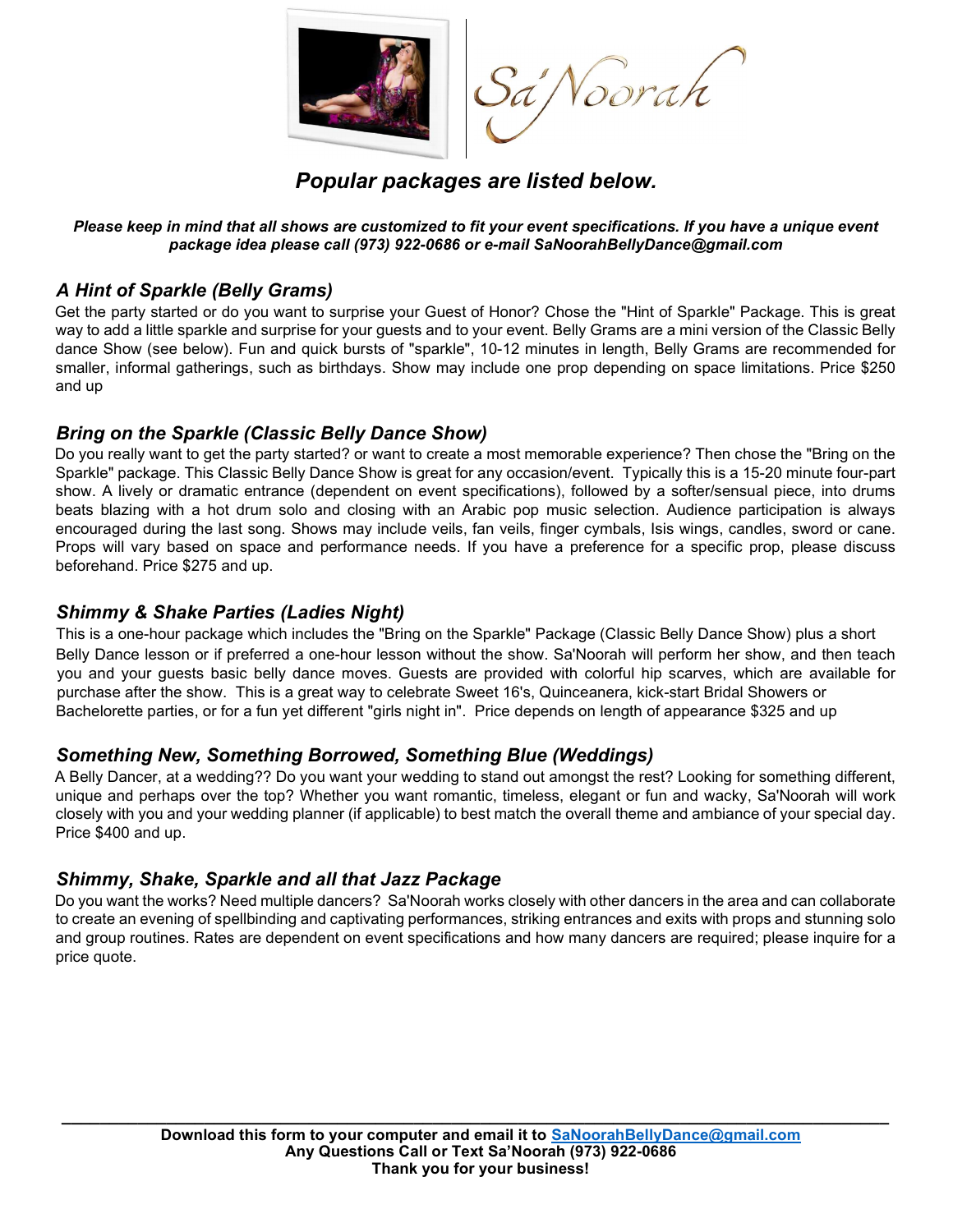Sa'Noorah

## *Popular packages are listed below.*

***Please keep in mind that all shows are customized to fit your event specifications. If you have a unique event package idea please call (973) 922-0686 or e-mail SaNoorahBellyDance@gmail.com***

### *A Hint of Sparkle (Belly Grams)*

Get the party started or do you want to surprise your Guest of Honor? Chose the "Hint of Sparkle" Package. This is great way to add a little sparkle and surprise for your guests and to your event. Belly Grams are a mini version of the Classic Belly dance Show (see below). Fun and quick bursts of "sparkle", 10-12 minutes in length, Belly Grams are recommended for smaller, informal gatherings, such as birthdays. Show may include one prop depending on space limitations. Price $250 and up

### *Bring on the Sparkle (Classic Belly Dance Show)*

Do you really want to get the party started? or want to create a most memorable experience? Then chose the "Bring on the Sparkle" package. This Classic Belly Dance Show is great for any occasion/event. Typically this is a 15-20 minute four-part show. A lively or dramatic entrance (dependent on event specifications), followed by a softer/sensual piece, into drums beats blazing with a hot drum solo and closing with an Arabic pop music selection. Audience participation is always encouraged during the last song. Shows may include veils, fan veils, finger cymbals, Isis wings, candles, sword or cane. Props will vary based on space and performance needs. If you have a preference for a specific prop, please discuss beforehand. Price $275 and up.

### *Shimmy & Shake Parties (Ladies Night)*

This is a one-hour package which includes the "Bring on the Sparkle" Package (Classic Belly Dance Show) plus a short Belly Dance lesson or if preferred a one-hour lesson without the show. Sa'Noorah will perform her show, and then teach you and your guests basic belly dance moves. Guests are provided with colorful hip scarves, which are available for purchase after the show. This is a great way to celebrate Sweet 16's, Quinceanera, kick-start Bridal Showers or Bachelorette parties, or for a fun yet different "girls night in". Price depends on length of appearance $325 and up

### *Something New, Something Borrowed, Something Blue (Weddings)*

A Belly Dancer, at a wedding?? Do you want your wedding to stand out amongst the rest? Looking for something different, unique and perhaps over the top? Whether you want romantic, timeless, elegant or fun and wacky, Sa'Noorah will work closely with you and your wedding planner (if applicable) to best match the overall theme and ambiance of your special day. Price $400 and up.

### *Shimmy, Shake, Sparkle and all that Jazz Package*

Do you want the works? Need multiple dancers? Sa'Noorah works closely with other dancers in the area and can collaborate to create an evening of spellbinding and captivating performances, striking entrances and exits with props and stunning solo and group routines. Rates are dependent on event specifications and how many dancers are required; please inquire for a price quote.

---

**Download this form to your computer and email it to [SaNoorahBellyDance@gmail.com](mailto:SaNoorahBellyDance@gmail.com)**
**Any Questions Call or Text Sa'Noorah (973) 922-0686**
**Thank you for your business!**